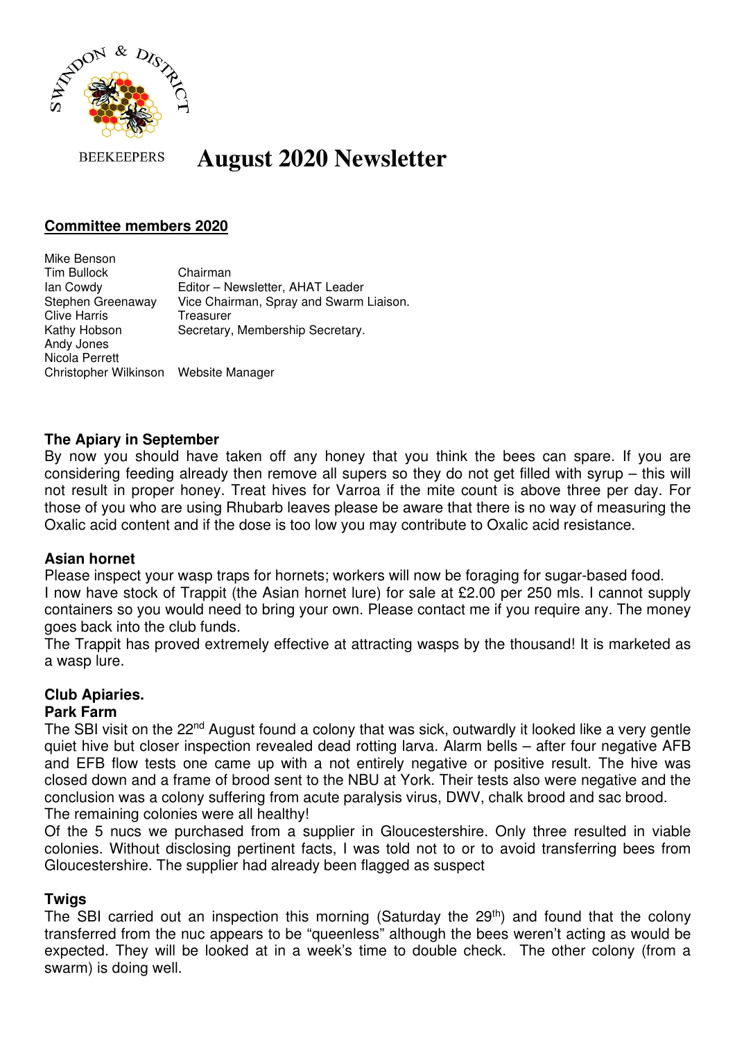SWINDON & DISTRICT BEEKEEPERS

# August 2020 Newsletter

## Committee members 2020

| | |
|---|---|
| Mike Benson | |
| Tim Bullock | Chairman |
| Ian Cowdy | Editor – Newsletter, AHAT Leader |
| Stephen Greenaway | Vice Chairman, Spray and Swarm Liaison. |
| Clive Harris | Treasurer |
| Kathy Hobson | Secretary, Membership Secretary. |
| Andy Jones | |
| Nicola Perrett | |
| Christopher Wilkinson | Website Manager |

### The Apiary in September

By now you should have taken off any honey that you think the bees can spare. If you are considering feeding already then remove all supers so they do not get filled with syrup – this will not result in proper honey. Treat hives for Varroa if the mite count is above three per day. For those of you who are using Rhubarb leaves please be aware that there is no way of measuring the Oxalic acid content and if the dose is too low you may contribute to Oxalic acid resistance.

### Asian hornet

Please inspect your wasp traps for hornets; workers will now be foraging for sugar-based food.
I now have stock of Trappit (the Asian hornet lure) for sale at £2.00 per 250 mls. I cannot supply containers so you would need to bring your own. Please contact me if you require any. The money goes back into the club funds.
The Trappit has proved extremely effective at attracting wasps by the thousand! It is marketed as a wasp lure.

### Club Apiaries.

### Park Farm

The SBI visit on the 22nd August found a colony that was sick, outwardly it looked like a very gentle quiet hive but closer inspection revealed dead rotting larva. Alarm bells – after four negative AFB and EFB flow tests one came up with a not entirely negative or positive result. The hive was closed down and a frame of brood sent to the NBU at York. Their tests also were negative and the conclusion was a colony suffering from acute paralysis virus, DWV, chalk brood and sac brood.
The remaining colonies were all healthy!
Of the 5 nucs we purchased from a supplier in Gloucestershire. Only three resulted in viable colonies. Without disclosing pertinent facts, I was told not to or to avoid transferring bees from Gloucestershire. The supplier had already been flagged as suspect

### Twigs

The SBI carried out an inspection this morning (Saturday the 29th) and found that the colony transferred from the nuc appears to be "queenless" although the bees weren't acting as would be expected. They will be looked at in a week's time to double check. The other colony (from a swarm) is doing well.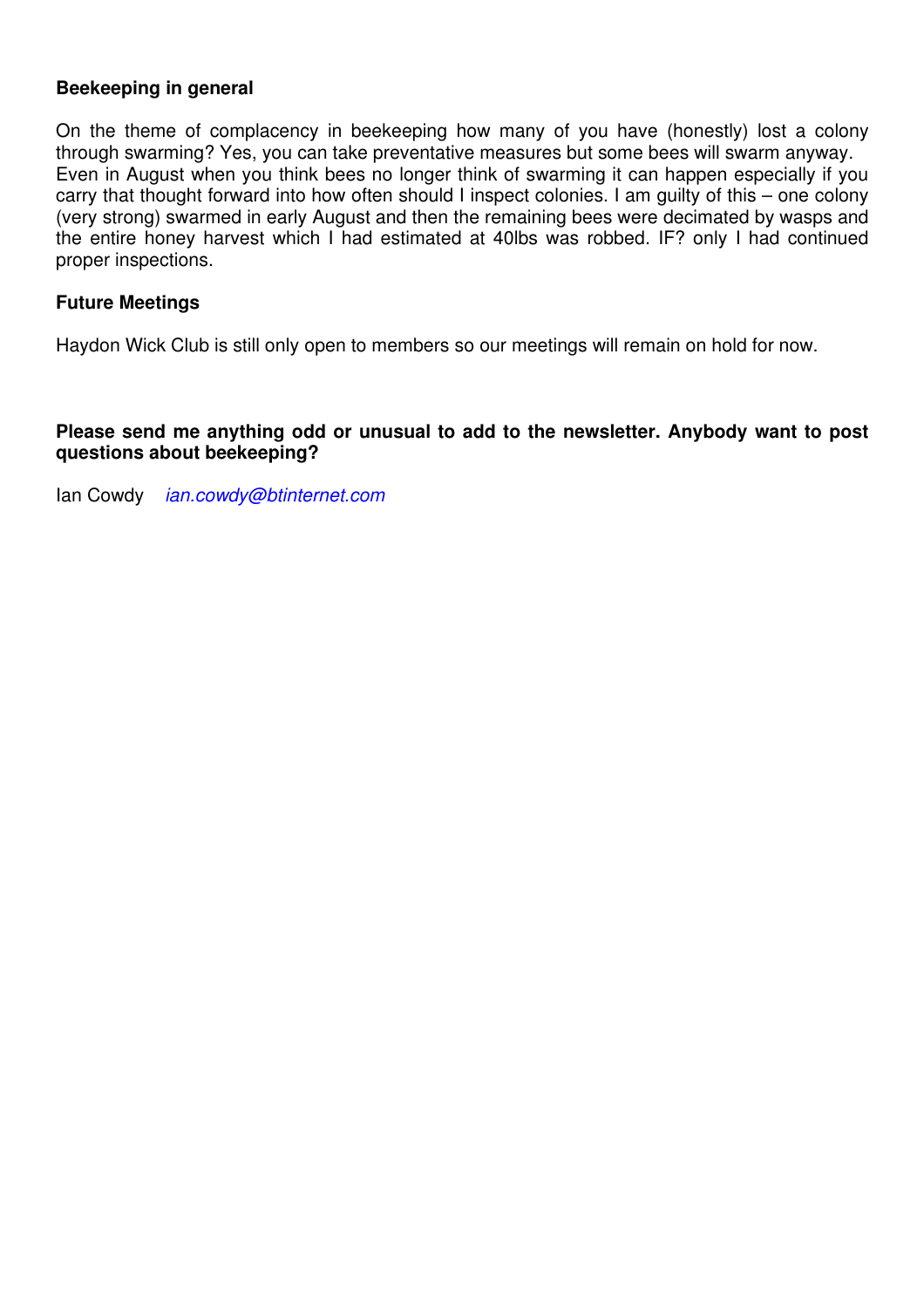**Beekeeping in general**

On the theme of complacency in beekeeping how many of you have (honestly) lost a colony through swarming? Yes, you can take preventative measures but some bees will swarm anyway. Even in August when you think bees no longer think of swarming it can happen especially if you carry that thought forward into how often should I inspect colonies. I am guilty of this – one colony (very strong) swarmed in early August and then the remaining bees were decimated by wasps and the entire honey harvest which I had estimated at 40lbs was robbed. IF? only I had continued proper inspections.

**Future Meetings**

Haydon Wick Club is still only open to members so our meetings will remain on hold for now.

**Please send me anything odd or unusual to add to the newsletter. Anybody want to post questions about beekeeping?**

Ian Cowdy *ian.cowdy@btinternet.com*